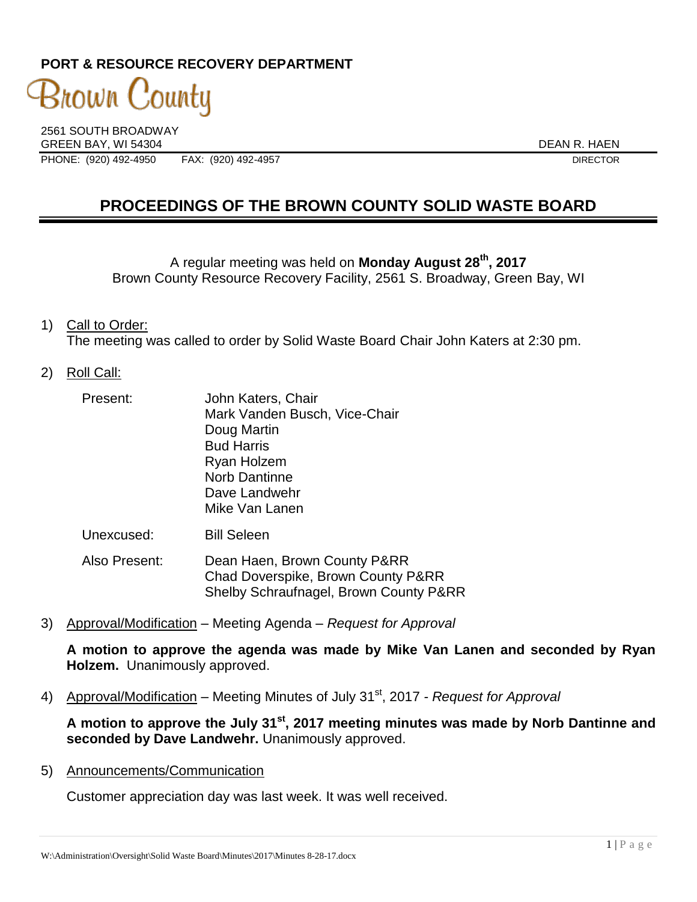**PORT & RESOURCE RECOVERY DEPARTMENT**

Brown County

2561 SOUTH BROADWAY
GREEN BAY, WI 54304

DEAN R. HAEN
DIRECTOR

PHONE: (920) 492-4950 FAX: (920) 492-4957

# PROCEEDINGS OF THE BROWN COUNTY SOLID WASTE BOARD

A regular meeting was held on **Monday August 28th, 2017**
Brown County Resource Recovery Facility, 2561 S. Broadway, Green Bay, WI

1) Call to Order:
The meeting was called to order by Solid Waste Board Chair John Katers at 2:30 pm.

2) Roll Call:

Present:
- John Katers, Chair
- Mark Vanden Busch, Vice-Chair
- Doug Martin
- Bud Harris
- Ryan Holzem
- Norb Dantinne
- Dave Landwehr
- Mike Van Lanen

Unexcused: Bill Seleen

Also Present:
- Dean Haen, Brown County P&RR
- Chad Doverspike, Brown County P&RR
- Shelby Schraufnagel, Brown County P&RR

3) Approval/Modification – Meeting Agenda – *Request for Approval*

**A motion to approve the agenda was made by Mike Van Lanen and seconded by Ryan Holzem.** Unanimously approved.

4) Approval/Modification – Meeting Minutes of July 31st, 2017 - *Request for Approval*

**A motion to approve the July 31st, 2017 meeting minutes was made by Norb Dantinne and seconded by Dave Landwehr.** Unanimously approved.

5) Announcements/Communication

Customer appreciation day was last week. It was well received.

W:\Administration\Oversight\Solid Waste Board\Minutes\2017\Minutes 8-28-17.docx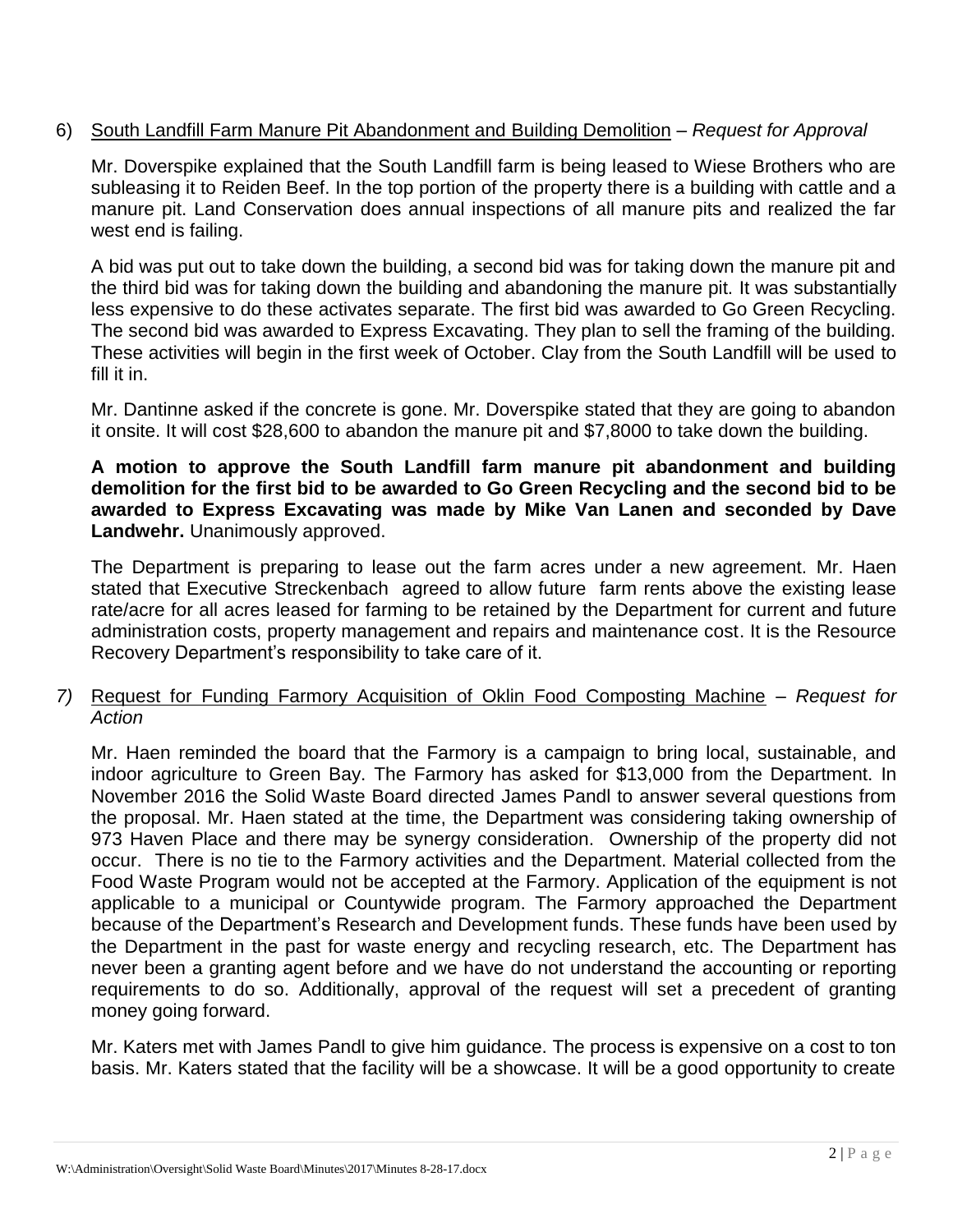6) <u>South Landfill Farm Manure Pit Abandonment and Building Demolition</u> – *Request for Approval*

Mr. Doverspike explained that the South Landfill farm is being leased to Wiese Brothers who are subleasing it to Reiden Beef. In the top portion of the property there is a building with cattle and a manure pit. Land Conservation does annual inspections of all manure pits and realized the far west end is failing.

A bid was put out to take down the building, a second bid was for taking down the manure pit and the third bid was for taking down the building and abandoning the manure pit. It was substantially less expensive to do these activates separate. The first bid was awarded to Go Green Recycling. The second bid was awarded to Express Excavating. They plan to sell the framing of the building. These activities will begin in the first week of October. Clay from the South Landfill will be used to fill it in.

Mr. Dantinne asked if the concrete is gone. Mr. Doverspike stated that they are going to abandon it onsite. It will cost $28,600 to abandon the manure pit and $7,8000 to take down the building.

**A motion to approve the South Landfill farm manure pit abandonment and building demolition for the first bid to be awarded to Go Green Recycling and the second bid to be awarded to Express Excavating was made by Mike Van Lanen and seconded by Dave Landwehr.** Unanimously approved.

The Department is preparing to lease out the farm acres under a new agreement. Mr. Haen stated that Executive Streckenbach agreed to allow future farm rents above the existing lease rate/acre for all acres leased for farming to be retained by the Department for current and future administration costs, property management and repairs and maintenance cost. It is the Resource Recovery Department's responsibility to take care of it.

*7)* <u>Request for Funding Farmory Acquisition of Oklin Food Composting Machine</u> – *Request for Action*

Mr. Haen reminded the board that the Farmory is a campaign to bring local, sustainable, and indoor agriculture to Green Bay. The Farmory has asked for $13,000 from the Department. In November 2016 the Solid Waste Board directed James Pandl to answer several questions from the proposal. Mr. Haen stated at the time, the Department was considering taking ownership of 973 Haven Place and there may be synergy consideration. Ownership of the property did not occur. There is no tie to the Farmory activities and the Department. Material collected from the Food Waste Program would not be accepted at the Farmory. Application of the equipment is not applicable to a municipal or Countywide program. The Farmory approached the Department because of the Department's Research and Development funds. These funds have been used by the Department in the past for waste energy and recycling research, etc. The Department has never been a granting agent before and we have do not understand the accounting or reporting requirements to do so. Additionally, approval of the request will set a precedent of granting money going forward.

Mr. Katers met with James Pandl to give him guidance. The process is expensive on a cost to ton basis. Mr. Katers stated that the facility will be a showcase. It will be a good opportunity to create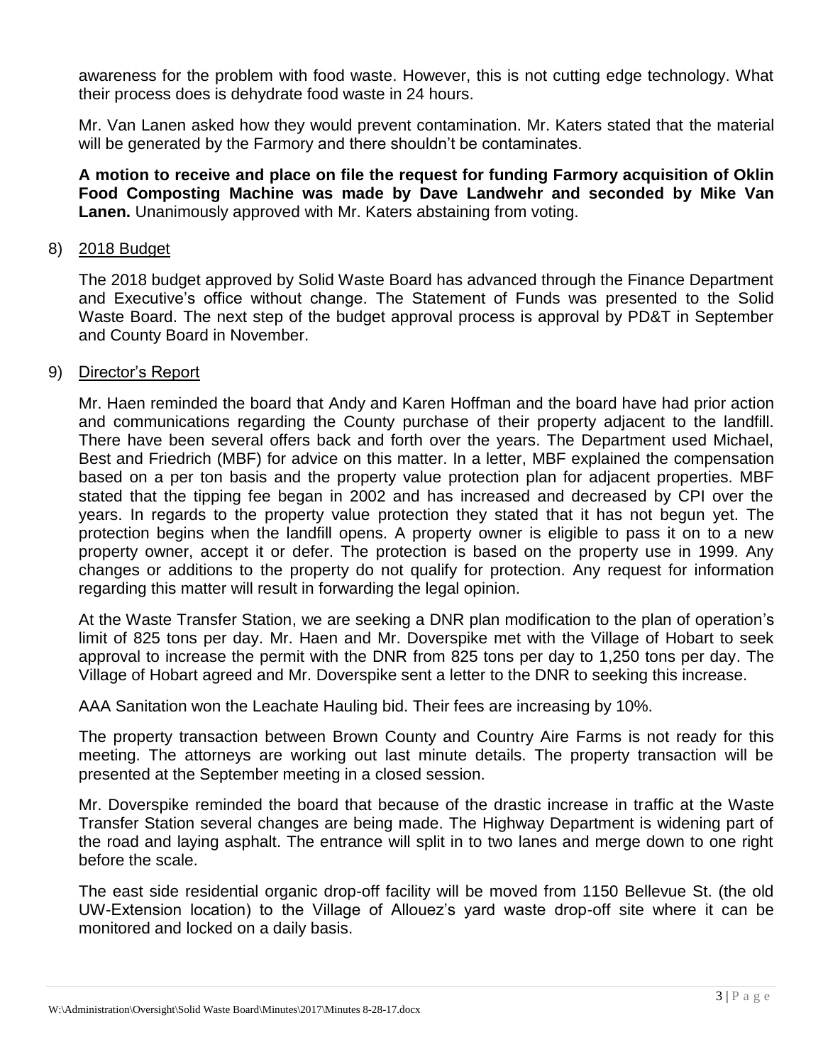awareness for the problem with food waste. However, this is not cutting edge technology. What their process does is dehydrate food waste in 24 hours.

Mr. Van Lanen asked how they would prevent contamination. Mr. Katers stated that the material will be generated by the Farmory and there shouldn't be contaminates.

**A motion to receive and place on file the request for funding Farmory acquisition of Oklin Food Composting Machine was made by Dave Landwehr and seconded by Mike Van Lanen.** Unanimously approved with Mr. Katers abstaining from voting.

8) 2018 Budget

The 2018 budget approved by Solid Waste Board has advanced through the Finance Department and Executive's office without change. The Statement of Funds was presented to the Solid Waste Board. The next step of the budget approval process is approval by PD&T in September and County Board in November.

9) Director's Report

Mr. Haen reminded the board that Andy and Karen Hoffman and the board have had prior action and communications regarding the County purchase of their property adjacent to the landfill. There have been several offers back and forth over the years. The Department used Michael, Best and Friedrich (MBF) for advice on this matter. In a letter, MBF explained the compensation based on a per ton basis and the property value protection plan for adjacent properties. MBF stated that the tipping fee began in 2002 and has increased and decreased by CPI over the years. In regards to the property value protection they stated that it has not begun yet. The protection begins when the landfill opens. A property owner is eligible to pass it on to a new property owner, accept it or defer. The protection is based on the property use in 1999. Any changes or additions to the property do not qualify for protection. Any request for information regarding this matter will result in forwarding the legal opinion.

At the Waste Transfer Station, we are seeking a DNR plan modification to the plan of operation's limit of 825 tons per day. Mr. Haen and Mr. Doverspike met with the Village of Hobart to seek approval to increase the permit with the DNR from 825 tons per day to 1,250 tons per day. The Village of Hobart agreed and Mr. Doverspike sent a letter to the DNR to seeking this increase.

AAA Sanitation won the Leachate Hauling bid. Their fees are increasing by 10%.

The property transaction between Brown County and Country Aire Farms is not ready for this meeting. The attorneys are working out last minute details. The property transaction will be presented at the September meeting in a closed session.

Mr. Doverspike reminded the board that because of the drastic increase in traffic at the Waste Transfer Station several changes are being made. The Highway Department is widening part of the road and laying asphalt. The entrance will split in to two lanes and merge down to one right before the scale.

The east side residential organic drop-off facility will be moved from 1150 Bellevue St. (the old UW-Extension location) to the Village of Allouez's yard waste drop-off site where it can be monitored and locked on a daily basis.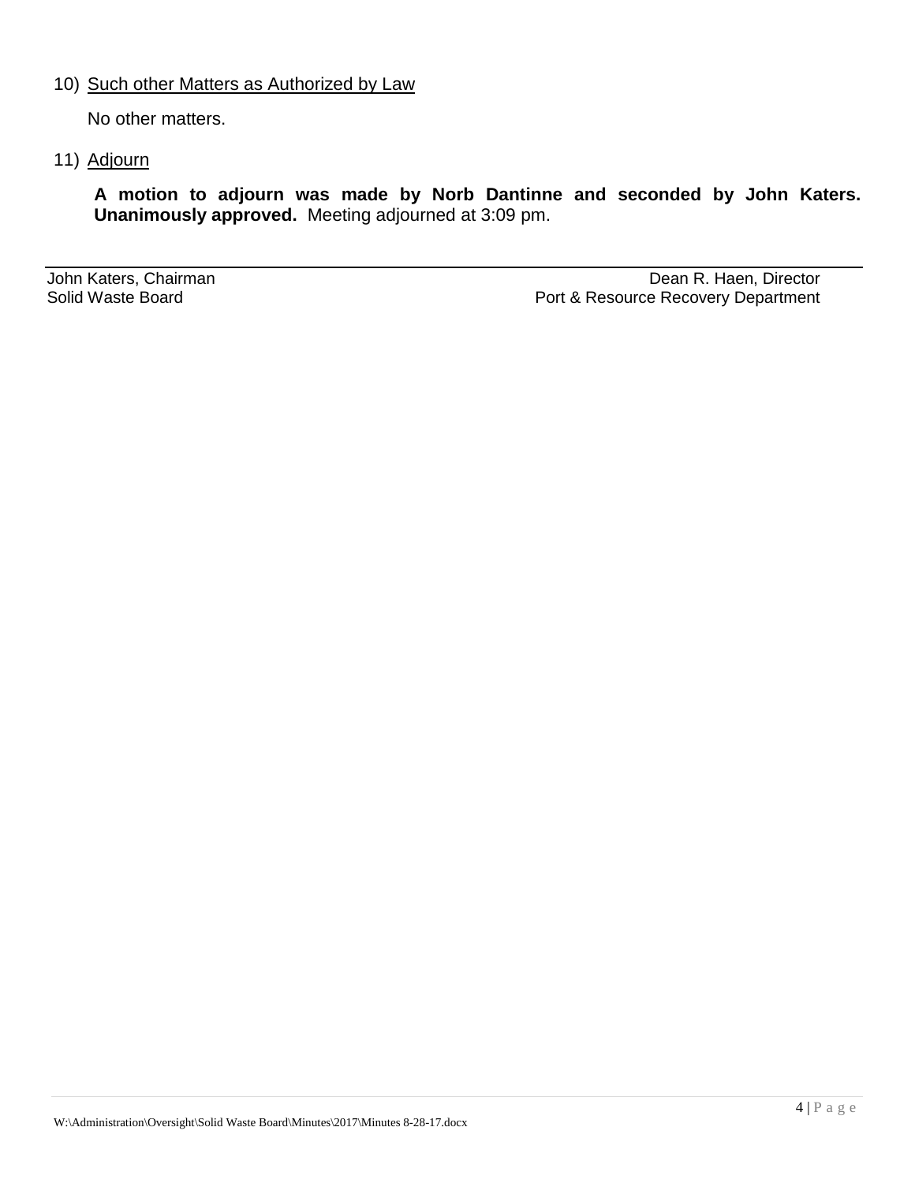10) <u>Such other Matters as Authorized by Law</u>

No other matters.

11) <u>Adjourn</u>

**A motion to adjourn was made by Norb Dantinne and seconded by John Katers. Unanimously approved.** Meeting adjourned at 3:09 pm.

| | |
|---|---|
| John Katers, Chairman<br>Solid Waste Board | Dean R. Haen, Director<br>Port & Resource Recovery Department |

W:\Administration\Oversight\Solid Waste Board\Minutes\2017\Minutes 8-28-17.docx